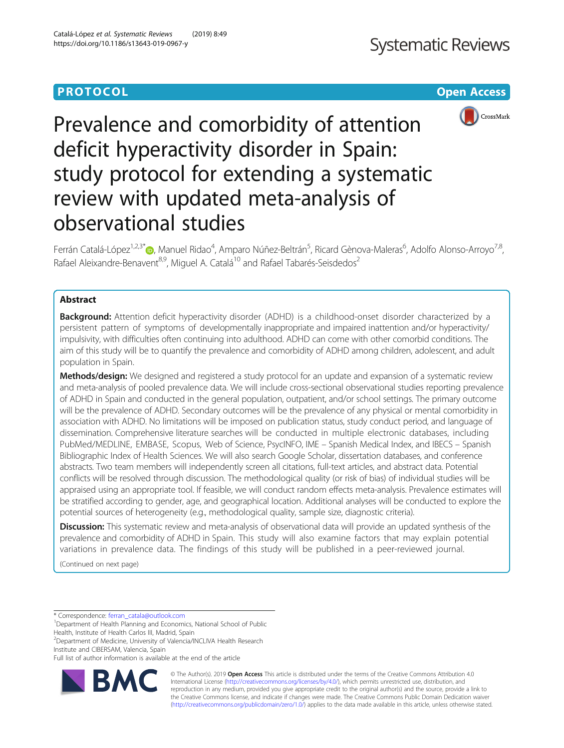PROTOCOL

Open Access

# Prevalence and comorbidity of attention deficit hyperactivity disorder in Spain: study protocol for extending a systematic review with updated meta-analysis of observational studies

Ferrán Catalá-López[1,2,3*], Manuel Ridao[4], Amparo Núñez-Beltrán[5], Ricard Gènova-Maleras[6], Adolfo Alonso-Arroyo[7,8], Rafael Aleixandre-Benavent[8,9], Miguel A. Catalá[10] and Rafael Tabarés-Seisdedos[2]

## Abstract

**Background:** Attention deficit hyperactivity disorder (ADHD) is a childhood-onset disorder characterized by a persistent pattern of symptoms of developmentally inappropriate and impaired inattention and/or hyperactivity/impulsivity, with difficulties often continuing into adulthood. ADHD can come with other comorbid conditions. The aim of this study will be to quantify the prevalence and comorbidity of ADHD among children, adolescent, and adult population in Spain.

**Methods/design:** We designed and registered a study protocol for an update and expansion of a systematic review and meta-analysis of pooled prevalence data. We will include cross-sectional observational studies reporting prevalence of ADHD in Spain and conducted in the general population, outpatient, and/or school settings. The primary outcome will be the prevalence of ADHD. Secondary outcomes will be the prevalence of any physical or mental comorbidity in association with ADHD. No limitations will be imposed on publication status, study conduct period, and language of dissemination. Comprehensive literature searches will be conducted in multiple electronic databases, including PubMed/MEDLINE, EMBASE, Scopus, Web of Science, PsycINFO, IME – Spanish Medical Index, and IBECS – Spanish Bibliographic Index of Health Sciences. We will also search Google Scholar, dissertation databases, and conference abstracts. Two team members will independently screen all citations, full-text articles, and abstract data. Potential conflicts will be resolved through discussion. The methodological quality (or risk of bias) of individual studies will be appraised using an appropriate tool. If feasible, we will conduct random effects meta-analysis. Prevalence estimates will be stratified according to gender, age, and geographical location. Additional analyses will be conducted to explore the potential sources of heterogeneity (e.g., methodological quality, sample size, diagnostic criteria).

**Discussion:** This systematic review and meta-analysis of observational data will provide an updated synthesis of the prevalence and comorbidity of ADHD in Spain. This study will also examine factors that may explain potential variations in prevalence data. The findings of this study will be published in a peer-reviewed journal.

(Continued on next page)

* Correspondence: ferran_catala@outlook.com

[1]Department of Health Planning and Economics, National School of Public Health, Institute of Health Carlos III, Madrid, Spain

[2]Department of Medicine, University of Valencia/INCLIVA Health Research Institute and CIBERSAM, Valencia, Spain

Full list of author information is available at the end of the article

© The Author(s). 2019 **Open Access** This article is distributed under the terms of the Creative Commons Attribution 4.0 International License (http://creativecommons.org/licenses/by/4.0/), which permits unrestricted use, distribution, and reproduction in any medium, provided you give appropriate credit to the original author(s) and the source, provide a link to the Creative Commons license, and indicate if changes were made. The Creative Commons Public Domain Dedication waiver (http://creativecommons.org/publicdomain/zero/1.0/) applies to the data made available in this article, unless otherwise stated.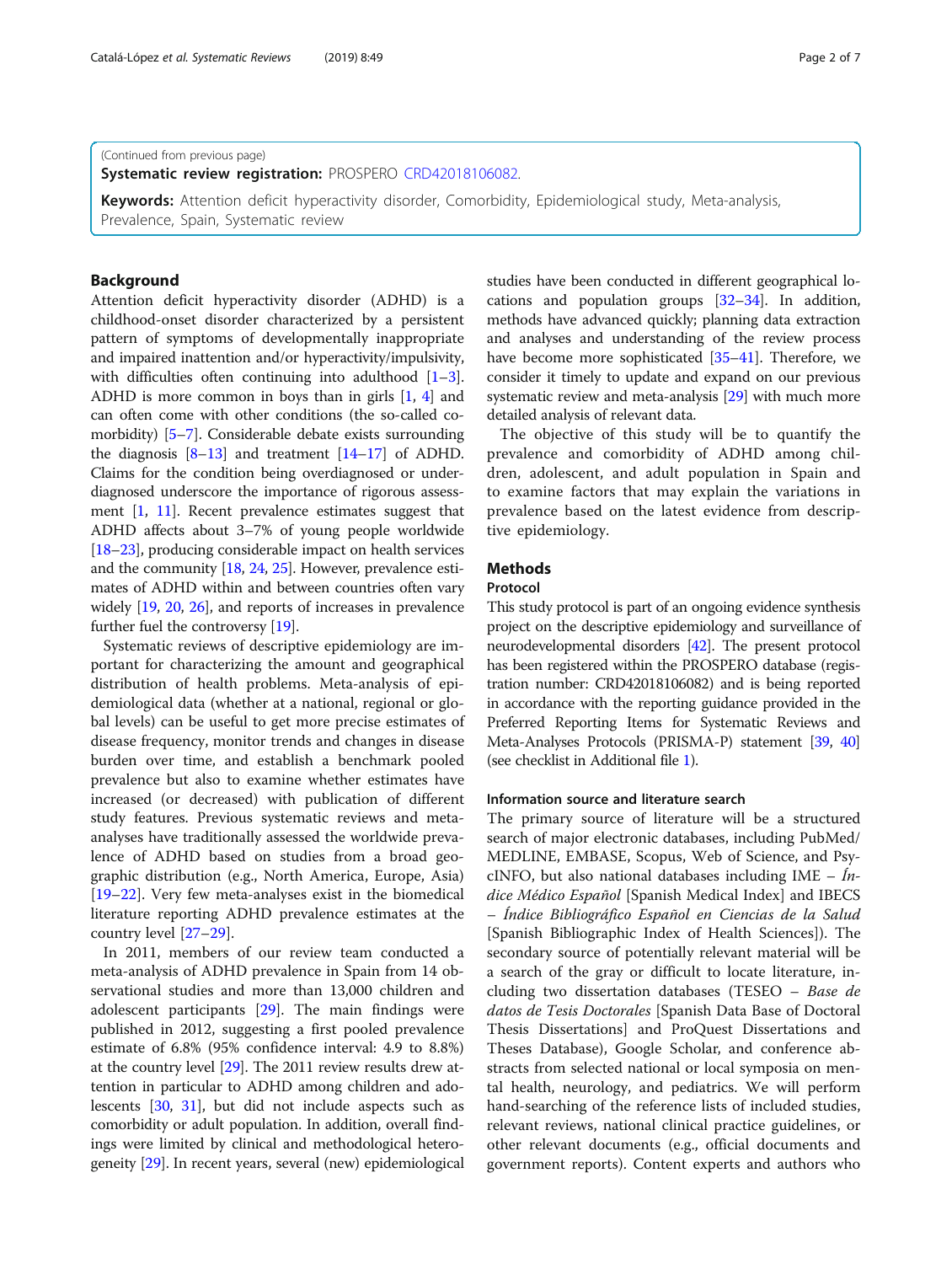(Continued from previous page)

**Systematic review registration:** PROSPERO CRD42018106082.

**Keywords:** Attention deficit hyperactivity disorder, Comorbidity, Epidemiological study, Meta-analysis, Prevalence, Spain, Systematic review

## Background

Attention deficit hyperactivity disorder (ADHD) is a childhood-onset disorder characterized by a persistent pattern of symptoms of developmentally inappropriate and impaired inattention and/or hyperactivity/impulsivity, with difficulties often continuing into adulthood [1–3]. ADHD is more common in boys than in girls [1, 4] and can often come with other conditions (the so-called comorbidity) [5–7]. Considerable debate exists surrounding the diagnosis [8–13] and treatment [14–17] of ADHD. Claims for the condition being overdiagnosed or underdiagnosed underscore the importance of rigorous assessment [1, 11]. Recent prevalence estimates suggest that ADHD affects about 3–7% of young people worldwide [18–23], producing considerable impact on health services and the community [18, 24, 25]. However, prevalence estimates of ADHD within and between countries often vary widely [19, 20, 26], and reports of increases in prevalence further fuel the controversy [19].

Systematic reviews of descriptive epidemiology are important for characterizing the amount and geographical distribution of health problems. Meta-analysis of epidemiological data (whether at a national, regional or global levels) can be useful to get more precise estimates of disease frequency, monitor trends and changes in disease burden over time, and establish a benchmark pooled prevalence but also to examine whether estimates have increased (or decreased) with publication of different study features. Previous systematic reviews and meta-analyses have traditionally assessed the worldwide prevalence of ADHD based on studies from a broad geographic distribution (e.g., North America, Europe, Asia) [19–22]. Very few meta-analyses exist in the biomedical literature reporting ADHD prevalence estimates at the country level [27–29].

In 2011, members of our review team conducted a meta-analysis of ADHD prevalence in Spain from 14 observational studies and more than 13,000 children and adolescent participants [29]. The main findings were published in 2012, suggesting a first pooled prevalence estimate of 6.8% (95% confidence interval: 4.9 to 8.8%) at the country level [29]. The 2011 review results drew attention in particular to ADHD among children and adolescents [30, 31], but did not include aspects such as comorbidity or adult population. In addition, overall findings were limited by clinical and methodological heterogeneity [29]. In recent years, several (new) epidemiological studies have been conducted in different geographical locations and population groups [32–34]. In addition, methods have advanced quickly; planning data extraction and analyses and understanding of the review process have become more sophisticated [35–41]. Therefore, we consider it timely to update and expand on our previous systematic review and meta-analysis [29] with much more detailed analysis of relevant data.

The objective of this study will be to quantify the prevalence and comorbidity of ADHD among children, adolescent, and adult population in Spain and to examine factors that may explain the variations in prevalence based on the latest evidence from descriptive epidemiology.

## Methods

### Protocol

This study protocol is part of an ongoing evidence synthesis project on the descriptive epidemiology and surveillance of neurodevelopmental disorders [42]. The present protocol has been registered within the PROSPERO database (registration number: CRD42018106082) and is being reported in accordance with the reporting guidance provided in the Preferred Reporting Items for Systematic Reviews and Meta-Analyses Protocols (PRISMA-P) statement [39, 40] (see checklist in Additional file 1).

### Information source and literature search

The primary source of literature will be a structured search of major electronic databases, including PubMed/MEDLINE, EMBASE, Scopus, Web of Science, and PsycINFO, but also national databases including IME – *Índice Médico Español* [Spanish Medical Index] and IBECS – *Índice Bibliográfico Español en Ciencias de la Salud* [Spanish Bibliographic Index of Health Sciences]). The secondary source of potentially relevant material will be a search of the gray or difficult to locate literature, including two dissertation databases (TESEO – *Base de datos de Tesis Doctorales* [Spanish Data Base of Doctoral Thesis Dissertations] and ProQuest Dissertations and Theses Database), Google Scholar, and conference abstracts from selected national or local symposia on mental health, neurology, and pediatrics. We will perform hand-searching of the reference lists of included studies, relevant reviews, national clinical practice guidelines, or other relevant documents (e.g., official documents and government reports). Content experts and authors who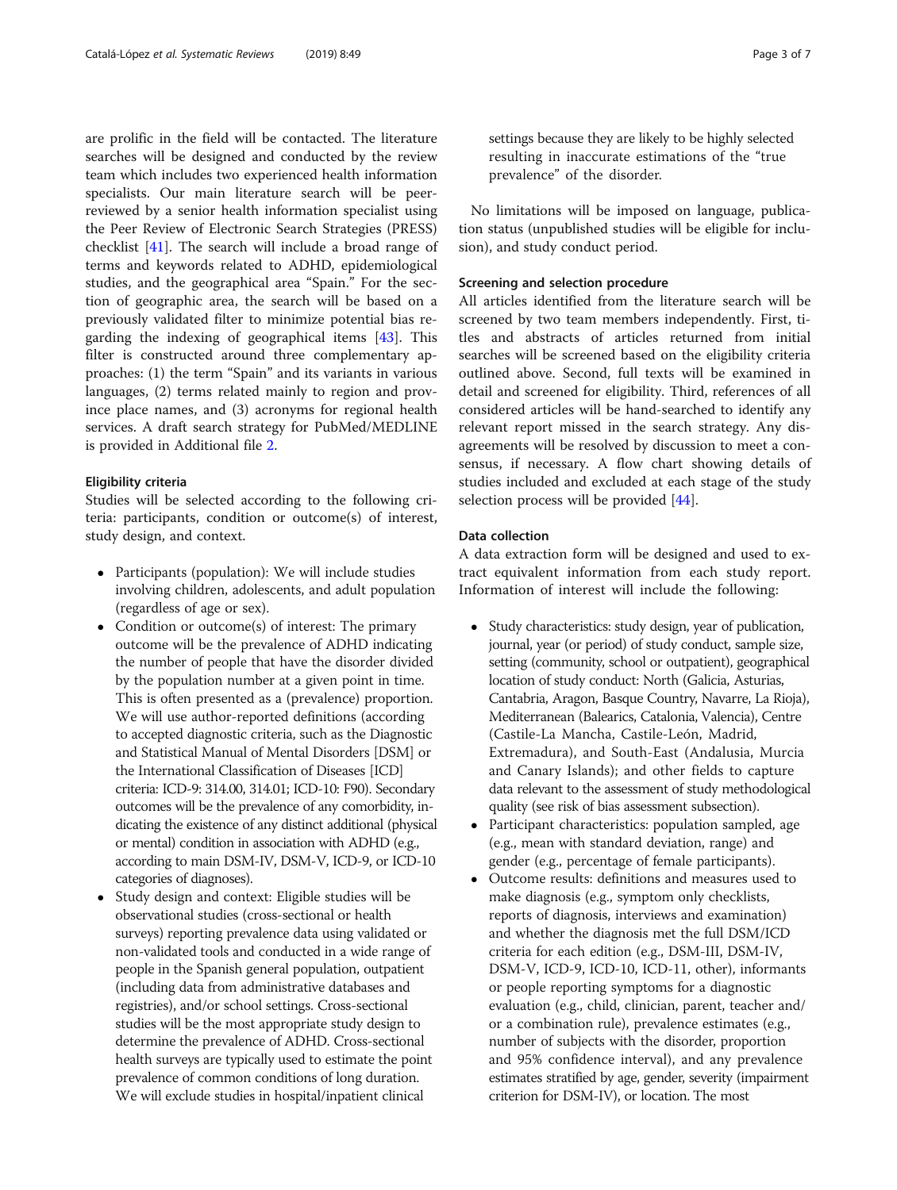are prolific in the field will be contacted. The literature searches will be designed and conducted by the review team which includes two experienced health information specialists. Our main literature search will be peer-reviewed by a senior health information specialist using the Peer Review of Electronic Search Strategies (PRESS) checklist [41]. The search will include a broad range of terms and keywords related to ADHD, epidemiological studies, and the geographical area "Spain." For the section of geographic area, the search will be based on a previously validated filter to minimize potential bias regarding the indexing of geographical items [43]. This filter is constructed around three complementary approaches: (1) the term "Spain" and its variants in various languages, (2) terms related mainly to region and province place names, and (3) acronyms for regional health services. A draft search strategy for PubMed/MEDLINE is provided in Additional file 2.

#### Eligibility criteria

Studies will be selected according to the following criteria: participants, condition or outcome(s) of interest, study design, and context.

- Participants (population): We will include studies involving children, adolescents, and adult population (regardless of age or sex).
- Condition or outcome(s) of interest: The primary outcome will be the prevalence of ADHD indicating the number of people that have the disorder divided by the population number at a given point in time. This is often presented as a (prevalence) proportion. We will use author-reported definitions (according to accepted diagnostic criteria, such as the Diagnostic and Statistical Manual of Mental Disorders [DSM] or the International Classification of Diseases [ICD] criteria: ICD-9: 314.00, 314.01; ICD-10: F90). Secondary outcomes will be the prevalence of any comorbidity, indicating the existence of any distinct additional (physical or mental) condition in association with ADHD (e.g., according to main DSM-IV, DSM-V, ICD-9, or ICD-10 categories of diagnoses).
- Study design and context: Eligible studies will be observational studies (cross-sectional or health surveys) reporting prevalence data using validated or non-validated tools and conducted in a wide range of people in the Spanish general population, outpatient (including data from administrative databases and registries), and/or school settings. Cross-sectional studies will be the most appropriate study design to determine the prevalence of ADHD. Cross-sectional health surveys are typically used to estimate the point prevalence of common conditions of long duration. We will exclude studies in hospital/inpatient clinical settings because they are likely to be highly selected resulting in inaccurate estimations of the "true prevalence" of the disorder.

No limitations will be imposed on language, publication status (unpublished studies will be eligible for inclusion), and study conduct period.

#### Screening and selection procedure

All articles identified from the literature search will be screened by two team members independently. First, titles and abstracts of articles returned from initial searches will be screened based on the eligibility criteria outlined above. Second, full texts will be examined in detail and screened for eligibility. Third, references of all considered articles will be hand-searched to identify any relevant report missed in the search strategy. Any disagreements will be resolved by discussion to meet a consensus, if necessary. A flow chart showing details of studies included and excluded at each stage of the study selection process will be provided [44].

#### Data collection

A data extraction form will be designed and used to extract equivalent information from each study report. Information of interest will include the following:

- Study characteristics: study design, year of publication, journal, year (or period) of study conduct, sample size, setting (community, school or outpatient), geographical location of study conduct: North (Galicia, Asturias, Cantabria, Aragon, Basque Country, Navarre, La Rioja), Mediterranean (Balearics, Catalonia, Valencia), Centre (Castile-La Mancha, Castile-León, Madrid, Extremadura), and South-East (Andalusia, Murcia and Canary Islands); and other fields to capture data relevant to the assessment of study methodological quality (see risk of bias assessment subsection).
- Participant characteristics: population sampled, age (e.g., mean with standard deviation, range) and gender (e.g., percentage of female participants).
- Outcome results: definitions and measures used to make diagnosis (e.g., symptom only checklists, reports of diagnosis, interviews and examination) and whether the diagnosis met the full DSM/ICD criteria for each edition (e.g., DSM-III, DSM-IV, DSM-V, ICD-9, ICD-10, ICD-11, other), informants or people reporting symptoms for a diagnostic evaluation (e.g., child, clinician, parent, teacher and/or a combination rule), prevalence estimates (e.g., number of subjects with the disorder, proportion and 95% confidence interval), and any prevalence estimates stratified by age, gender, severity (impairment criterion for DSM-IV), or location. The most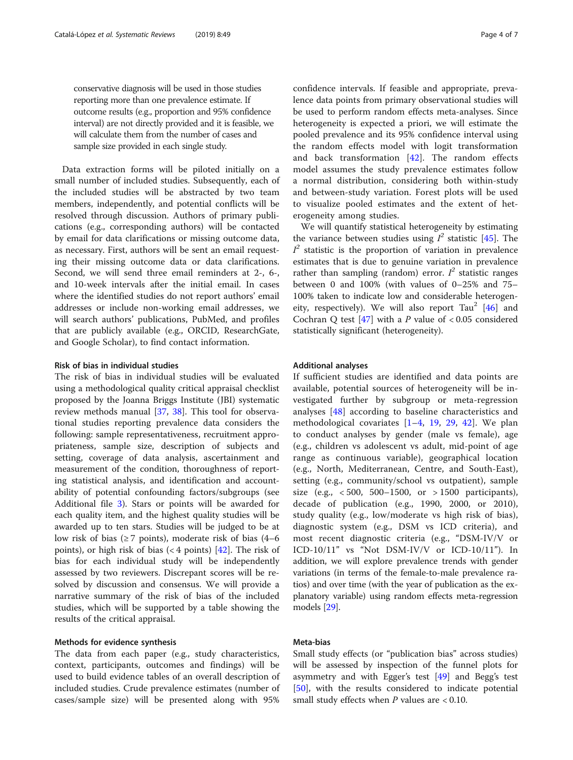conservative diagnosis will be used in those studies reporting more than one prevalence estimate. If outcome results (e.g., proportion and 95% confidence interval) are not directly provided and it is feasible, we will calculate them from the number of cases and sample size provided in each single study.

Data extraction forms will be piloted initially on a small number of included studies. Subsequently, each of the included studies will be abstracted by two team members, independently, and potential conflicts will be resolved through discussion. Authors of primary publications (e.g., corresponding authors) will be contacted by email for data clarifications or missing outcome data, as necessary. First, authors will be sent an email requesting their missing outcome data or data clarifications. Second, we will send three email reminders at 2-, 6-, and 10-week intervals after the initial email. In cases where the identified studies do not report authors' email addresses or include non-working email addresses, we will search authors' publications, PubMed, and profiles that are publicly available (e.g., ORCID, ResearchGate, and Google Scholar), to find contact information.

### Risk of bias in individual studies

The risk of bias in individual studies will be evaluated using a methodological quality critical appraisal checklist proposed by the Joanna Briggs Institute (JBI) systematic review methods manual [37, 38]. This tool for observational studies reporting prevalence data considers the following: sample representativeness, recruitment appropriateness, sample size, description of subjects and setting, coverage of data analysis, ascertainment and measurement of the condition, thoroughness of reporting statistical analysis, and identification and accountability of potential confounding factors/subgroups (see Additional file 3). Stars or points will be awarded for each quality item, and the highest quality studies will be awarded up to ten stars. Studies will be judged to be at low risk of bias (≥ 7 points), moderate risk of bias (4–6 points), or high risk of bias (< 4 points) [42]. The risk of bias for each individual study will be independently assessed by two reviewers. Discrepant scores will be resolved by discussion and consensus. We will provide a narrative summary of the risk of bias of the included studies, which will be supported by a table showing the results of the critical appraisal.

### Methods for evidence synthesis

The data from each paper (e.g., study characteristics, context, participants, outcomes and findings) will be used to build evidence tables of an overall description of included studies. Crude prevalence estimates (number of cases/sample size) will be presented along with 95% confidence intervals. If feasible and appropriate, prevalence data points from primary observational studies will be used to perform random effects meta-analyses. Since heterogeneity is expected a priori, we will estimate the pooled prevalence and its 95% confidence interval using the random effects model with logit transformation and back transformation [42]. The random effects model assumes the study prevalence estimates follow a normal distribution, considering both within-study and between-study variation. Forest plots will be used to visualize pooled estimates and the extent of heterogeneity among studies.

We will quantify statistical heterogeneity by estimating the variance between studies using $I^2$ statistic [45]. The $I^2$ statistic is the proportion of variation in prevalence estimates that is due to genuine variation in prevalence rather than sampling (random) error. $I^2$ statistic ranges between 0 and 100% (with values of 0–25% and 75–100% taken to indicate low and considerable heterogeneity, respectively). We will also report $Tau^2$ [46] and Cochran Q test [47] with a $P$ value of < 0.05 considered statistically significant (heterogeneity).

### Additional analyses

If sufficient studies are identified and data points are available, potential sources of heterogeneity will be investigated further by subgroup or meta-regression analyses [48] according to baseline characteristics and methodological covariates [1–4, 19, 29, 42]. We plan to conduct analyses by gender (male vs female), age (e.g., children vs adolescent vs adult, mid-point of age range as continuous variable), geographical location (e.g., North, Mediterranean, Centre, and South-East), setting (e.g., community/school vs outpatient), sample size (e.g., < 500, 500–1500, or > 1500 participants), decade of publication (e.g., 1990, 2000, or 2010), study quality (e.g., low/moderate vs high risk of bias), diagnostic system (e.g., DSM vs ICD criteria), and most recent diagnostic criteria (e.g., "DSM-IV/V or ICD-10/11" vs "Not DSM-IV/V or ICD-10/11"). In addition, we will explore prevalence trends with gender variations (in terms of the female-to-male prevalence ratios) and over time (with the year of publication as the explanatory variable) using random effects meta-regression models [29].

### Meta-bias

Small study effects (or "publication bias" across studies) will be assessed by inspection of the funnel plots for asymmetry and with Egger's test [49] and Begg's test [50], with the results considered to indicate potential small study effects when $P$ values are < 0.10.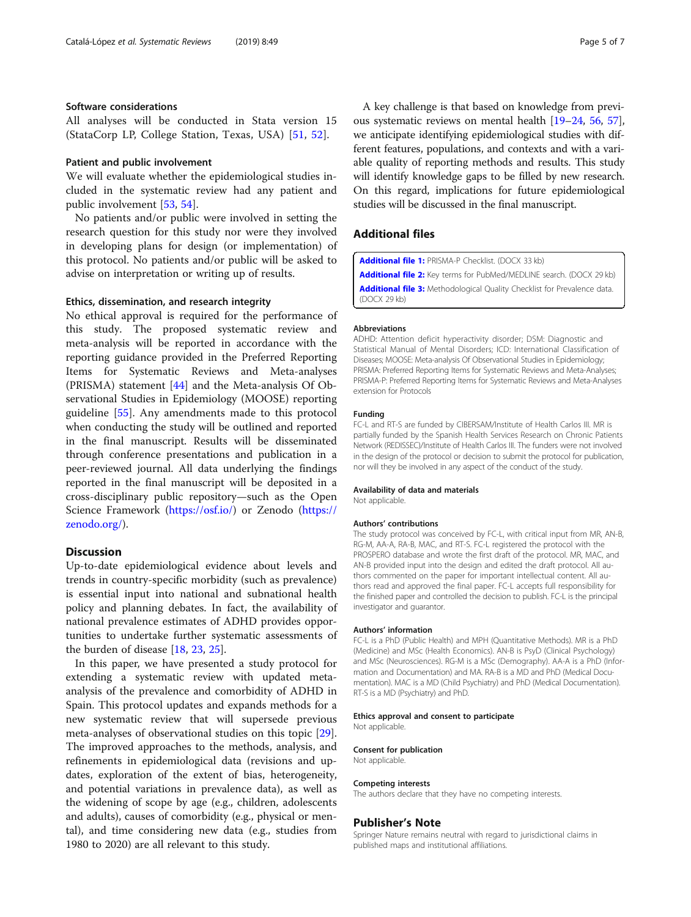### Software considerations

All analyses will be conducted in Stata version 15 (StataCorp LP, College Station, Texas, USA) [51, 52].

### Patient and public involvement

We will evaluate whether the epidemiological studies included in the systematic review had any patient and public involvement [53, 54].

No patients and/or public were involved in setting the research question for this study nor were they involved in developing plans for design (or implementation) of this protocol. No patients and/or public will be asked to advise on interpretation or writing up of results.

### Ethics, dissemination, and research integrity

No ethical approval is required for the performance of this study. The proposed systematic review and meta-analysis will be reported in accordance with the reporting guidance provided in the Preferred Reporting Items for Systematic Reviews and Meta-analyses (PRISMA) statement [44] and the Meta-analysis Of Observational Studies in Epidemiology (MOOSE) reporting guideline [55]. Any amendments made to this protocol when conducting the study will be outlined and reported in the final manuscript. Results will be disseminated through conference presentations and publication in a peer-reviewed journal. All data underlying the findings reported in the final manuscript will be deposited in a cross-disciplinary public repository—such as the Open Science Framework (https://osf.io/) or Zenodo (https://zenodo.org/).

## Discussion

Up-to-date epidemiological evidence about levels and trends in country-specific morbidity (such as prevalence) is essential input into national and subnational health policy and planning debates. In fact, the availability of national prevalence estimates of ADHD provides opportunities to undertake further systematic assessments of the burden of disease [18, 23, 25].

In this paper, we have presented a study protocol for extending a systematic review with updated meta-analysis of the prevalence and comorbidity of ADHD in Spain. This protocol updates and expands methods for a new systematic review that will supersede previous meta-analyses of observational studies on this topic [29]. The improved approaches to the methods, analysis, and refinements in epidemiological data (revisions and updates, exploration of the extent of bias, heterogeneity, and potential variations in prevalence data), as well as the widening of scope by age (e.g., children, adolescents and adults), causes of comorbidity (e.g., physical or mental), and time considering new data (e.g., studies from 1980 to 2020) are all relevant to this study.

A key challenge is that based on knowledge from previous systematic reviews on mental health [19–24, 56, 57], we anticipate identifying epidemiological studies with different features, populations, and contexts and with a variable quality of reporting methods and results. This study will identify knowledge gaps to be filled by new research. On this regard, implications for future epidemiological studies will be discussed in the final manuscript.

## Additional files

**Additional file 1:** PRISMA-P Checklist. (DOCX 33 kb)

**Additional file 2:** Key terms for PubMed/MEDLINE search. (DOCX 29 kb)

**Additional file 3:** Methodological Quality Checklist for Prevalence data. (DOCX 29 kb)

### Abbreviations

ADHD: Attention deficit hyperactivity disorder; DSM: Diagnostic and Statistical Manual of Mental Disorders; ICD: International Classification of Diseases; MOOSE: Meta-analysis Of Observational Studies in Epidemiology; PRISMA: Preferred Reporting Items for Systematic Reviews and Meta-Analyses; PRISMA-P: Preferred Reporting Items for Systematic Reviews and Meta-Analyses extension for Protocols

### Funding

FC-L and RT-S are funded by CIBERSAM/Institute of Health Carlos III. MR is partially funded by the Spanish Health Services Research on Chronic Patients Network (REDISSEC)/Institute of Health Carlos III. The funders were not involved in the design of the protocol or decision to submit the protocol for publication, nor will they be involved in any aspect of the conduct of the study.

### Availability of data and materials

Not applicable.

### Authors' contributions

The study protocol was conceived by FC-L, with critical input from MR, AN-B, RG-M, AA-A, RA-B, MAC, and RT-S. FC-L registered the protocol with the PROSPERO database and wrote the first draft of the protocol. MR, MAC, and AN-B provided input into the design and edited the draft protocol. All authors commented on the paper for important intellectual content. All authors read and approved the final paper. FC-L accepts full responsibility for the finished paper and controlled the decision to publish. FC-L is the principal investigator and guarantor.

### Authors' information

FC-L is a PhD (Public Health) and MPH (Quantitative Methods). MR is a PhD (Medicine) and MSc (Health Economics). AN-B is PsyD (Clinical Psychology) and MSc (Neurosciences). RG-M is a MSc (Demography). AA-A is a PhD (Information and Documentation) and MA. RA-B is a MD and PhD (Medical Documentation). MAC is a MD (Child Psychiatry) and PhD (Medical Documentation). RT-S is a MD (Psychiatry) and PhD.

### Ethics approval and consent to participate

Not applicable.

### Consent for publication

Not applicable.

### Competing interests

The authors declare that they have no competing interests.

## Publisher's Note

Springer Nature remains neutral with regard to jurisdictional claims in published maps and institutional affiliations.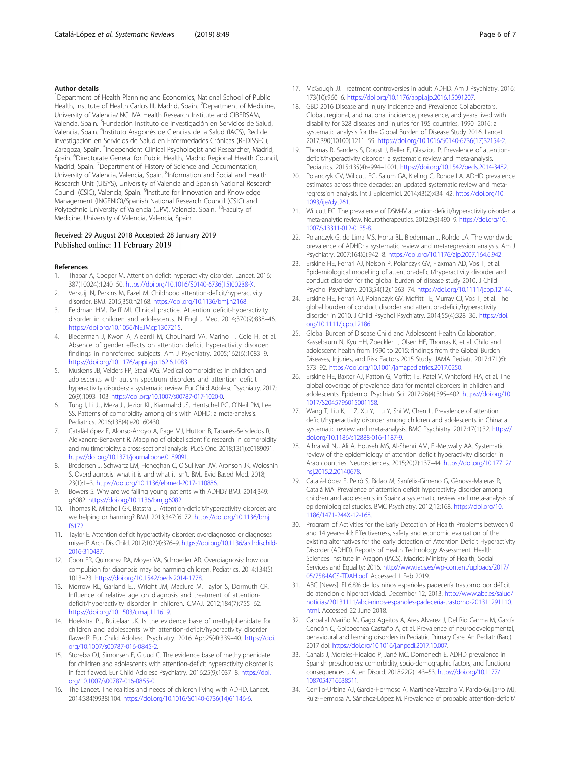#### Author details

[1]Department of Health Planning and Economics, National School of Public Health, Institute of Health Carlos III, Madrid, Spain. [2]Department of Medicine, University of Valencia/INCLIVA Health Research Institute and CIBERSAM, Valencia, Spain. [3]Fundación Instituto de Investigación en Servicios de Salud, Valencia, Spain. [4]Instituto Aragonés de Ciencias de la Salud (IACS), Red de Investigación en Servicios de Salud en Enfermedades Crónicas (REDISSEC), Zaragoza, Spain. [5]Independent Clinical Psychologist and Researcher, Madrid, Spain. [6]Directorate General for Public Health, Madrid Regional Health Council, Madrid, Spain. [7]Department of History of Science and Documentation, University of Valencia, Valencia, Spain. [8]Information and Social and Health Research Unit (UISYS), University of Valencia and Spanish National Research Council (CSIC), Valencia, Spain. [9]Institute for Innovation and Knowledge Management (INGENIO)/Spanish National Research Council (CSIC) and Polytechnic University of Valencia (UPV), Valencia, Spain. [10]Faculty of Medicine, University of Valencia, Valencia, Spain.

Received: 29 August 2018 Accepted: 28 January 2019
Published online: 11 February 2019

#### References

1. Thapar A, Cooper M. Attention deficit hyperactivity disorder. Lancet. 2016; 387(10024):1240–50. https://doi.org/10.1016/S0140-6736(15)00238-X.
2. Verkuijl N, Perkins M, Fazel M. Childhood attention-deficit/hyperactivity disorder. BMJ. 2015;350:h2168. https://doi.org/10.1136/bmj.h2168.
3. Feldman HM, Reiff MI. Clinical practice. Attention deficit-hyperactivity disorder in children and adolescents. N Engl J Med. 2014;370(9):838–46. https://doi.org/10.1056/NEJMcp1307215.
4. Biederman J, Kwon A, Aleardi M, Chouinard VA, Marino T, Cole H, et al. Absence of gender effects on attention deficit hyperactivity disorder: findings in nonreferred subjects. Am J Psychiatry. 2005;162(6):1083–9. https://doi.org/10.1176/appi.ajp.162.6.1083.
5. Muskens JB, Velders FP, Staal WG. Medical comorbidities in children and adolescents with autism spectrum disorders and attention deficit hyperactivity disorders: a systematic review. Eur Child Adolesc Psychiatry. 2017; 26(9):1093–103. https://doi.org/10.1007/s00787-017-1020-0.
6. Tung I, Li JJ, Meza JI, Jezior KL, Kianmahd JS, Hentschel PG, O'Neil PM, Lee SS. Patterns of comorbidity among girls with ADHD: a meta-analysis. Pediatrics. 2016;138(4):e20160430.
7. Catalá-López F, Alonso-Arroyo A, Page MJ, Hutton B, Tabarés-Seisdedos R, Aleixandre-Benavent R. Mapping of global scientific research in comorbidity and multimorbidity: a cross-sectional analysis. PLoS One. 2018;13(1):e0189091. https://doi.org/10.1371/journal.pone.0189091.
8. Brodersen J, Schwartz LM, Heneghan C, O'Sullivan JW, Aronson JK, Woloshin S. Overdiagnosis: what it is and what it isn't. BMJ Evid Based Med. 2018; 23(1):1–3. https://doi.org/10.1136/ebmed-2017-110886.
9. Bowers S. Why are we failing young patients with ADHD? BMJ. 2014;349: g6082. https://doi.org/10.1136/bmj.g6082.
10. Thomas R, Mitchell GK, Batstra L. Attention-deficit/hyperactivity disorder: are we helping or harming? BMJ. 2013;347:f6172. https://doi.org/10.1136/bmj.f6172.
11. Taylor E. Attention deficit hyperactivity disorder: overdiagnosed or diagnoses missed? Arch Dis Child. 2017;102(4):376–9. https://doi.org/10.1136/archdischild-2016-310487.
12. Coon ER, Quinonez RA, Moyer VA, Schroeder AR. Overdiagnosis: how our compulsion for diagnosis may be harming children. Pediatrics. 2014;134(5): 1013–23. https://doi.org/10.1542/peds.2014-1778.
13. Morrow RL, Garland EJ, Wright JM, Maclure M, Taylor S, Dormuth CR. Influence of relative age on diagnosis and treatment of attention-deficit/hyperactivity disorder in children. CMAJ. 2012;184(7):755–62. https://doi.org/10.1503/cmaj.111619.
14. Hoekstra PJ, Buitelaar JK. Is the evidence base of methylphenidate for children and adolescents with attention-deficit/hyperactivity disorder flawed? Eur Child Adolesc Psychiatry. 2016 Apr;25(4):339–40. https://doi.org/10.1007/s00787-016-0845-2.
15. Storebø OJ, Simonsen E, Gluud C. The evidence base of methylphenidate for children and adolescents with attention-deficit hyperactivity disorder is in fact flawed. Eur Child Adolesc Psychiatry. 2016;25(9):1037–8. https://doi.org/10.1007/s00787-016-0855-0.
16. The Lancet. The realities and needs of children living with ADHD. Lancet. 2014;384(9938):104. https://doi.org/10.1016/S0140-6736(14)61146-6.
17. McGough JJ. Treatment controversies in adult ADHD. Am J Psychiatry. 2016; 173(10):960–6. https://doi.org/10.1176/appi.ajp.2016.15091207.
18. GBD 2016 Disease and Injury Incidence and Prevalence Collaborators. Global, regional, and national incidence, prevalence, and years lived with disability for 328 diseases and injuries for 195 countries, 1990–2016: a systematic analysis for the Global Burden of Disease Study 2016. Lancet. 2017;390(10100):1211–59. https://doi.org/10.1016/S0140-6736(17)32154-2.
19. Thomas R, Sanders S, Doust J, Beller E, Glasziou P. Prevalence of attention-deficit/hyperactivity disorder: a systematic review and meta-analysis. Pediatrics. 2015;135(4):e994–1001. https://doi.org/10.1542/peds.2014-3482.
20. Polanczyk GV, Willcutt EG, Salum GA, Kieling C, Rohde LA. ADHD prevalence estimates across three decades: an updated systematic review and meta-regression analysis. Int J Epidemiol. 2014;43(2):434–42. https://doi.org/10.1093/ije/dyt261.
21. Willcutt EG. The prevalence of DSM-IV attention-deficit/hyperactivity disorder: a meta-analytic review. Neurotherapeutics. 2012;9(3):490–9. https://doi.org/10.1007/s13311-012-0135-8.
22. Polanczyk G, de Lima MS, Horta BL, Biederman J, Rohde LA. The worldwide prevalence of ADHD: a systematic review and metaregression analysis. Am J Psychiatry. 2007;164(6):942–8. https://doi.org/10.1176/ajp.2007.164.6.942.
23. Erskine HE, Ferrari AJ, Nelson P, Polanczyk GV, Flaxman AD, Vos T, et al. Epidemiological modelling of attention-deficit/hyperactivity disorder and conduct disorder for the global burden of disease study 2010. J Child Psychol Psychiatry. 2013;54(12):1263–74. https://doi.org/10.1111/jcpp.12144.
24. Erskine HE, Ferrari AJ, Polanczyk GV, Moffitt TE, Murray CJ, Vos T, et al. The global burden of conduct disorder and attention-deficit/hyperactivity disorder in 2010. J Child Psychol Psychiatry. 2014;55(4):328–36. https://doi.org/10.1111/jcpp.12186.
25. Global Burden of Disease Child and Adolescent Health Collaboration, Kassebaum N, Kyu HH, Zoeckler L, Olsen HE, Thomas K, et al. Child and adolescent health from 1990 to 2015: findings from the Global Burden Diseases, Injuries, and Risk Factors 2015 Study. JAMA Pediatr. 2017;171(6): 573–92. https://doi.org/10.1001/jamapediatrics.2017.0250.
26. Erskine HE, Baxter AJ, Patton G, Moffitt TE, Patel V, Whiteford HA, et al. The global coverage of prevalence data for mental disorders in children and adolescents. Epidemiol Psychiatr Sci. 2017;26(4):395–402. https://doi.org/10.1017/S2045796015001158.
27. Wang T, Liu K, Li Z, Xu Y, Liu Y, Shi W, Chen L. Prevalence of attention deficit/hyperactivity disorder among children and adolescents in China: a systematic review and meta-analysis. BMC Psychiatry. 2017;17(1):32. https://doi.org/10.1186/s12888-016-1187-9.
28. Alhraiwil NJ, Ali A, Househ MS, Al-Shehri AM, El-Metwally AA. Systematic review of the epidemiology of attention deficit hyperactivity disorder in Arab countries. Neurosciences. 2015;20(2):137–44. https://doi.org/10.17712/nsj.2015.2.20140678.
29. Catalá-López F, Peiró S, Ridao M, Sanfélix-Gimeno G, Gènova-Maleras R, Catalá MA. Prevalence of attention deficit hyperactivity disorder among children and adolescents in Spain: a systematic review and meta-analysis of epidemiological studies. BMC Psychiatry. 2012;12:168. https://doi.org/10.1186/1471-244X-12-168.
30. Program of Activities for the Early Detection of Health Problems between 0 and 14 years-old: Effectiveness, safety and economic evaluation of the existing alternatives for the early detection of Attention Deficit Hyperactivity Disorder (ADHD). Reports of Health Technology Assessment. Health Sciences Institute in Aragón (IACS). Madrid: Ministry of Health, Social Services and Equality; 2016. http://www.iacs.es/wp-content/uploads/2017/05/758-IACS-TDAH.pdf. Accessed 1 Feb 2019.
31. ABC [News]. El 6,8% de los niños españoles padecería trastorno por déficit de atención e hiperactividad. December 12, 2013. http://www.abc.es/salud/noticias/20131111/abci-ninos-espanoles-padeceria-trastorno-201311291110.html. Accessed 22 June 2018.
32. Carballal Mariño M, Gago Ageitos A, Ares Alvarez J, Del Rio Garma M, García Cendón C, Goicoechea Castaño A, et al. Prevalence of neurodevelopmental, behavioural and learning disorders in Pediatric Primary Care. An Pediatr (Barc). 2017 doi: https://doi.org/10.1016/j.anpedi.2017.10.007.
33. Canals J, Morales-Hidalgo P, Jané MC, Domènech E. ADHD prevalence in Spanish preschoolers: comorbidity, socio-demographic factors, and functional consequences. J Atten Disord. 2018;22(2):143–53. https://doi.org/10.1177/1087054716638511.
34. Cerrillo-Urbina AJ, García-Hermoso A, Martínez-Vizcaíno V, Pardo-Guijarro MJ, Ruiz-Hermosa A, Sánchez-López M. Prevalence of probable attention-deficit/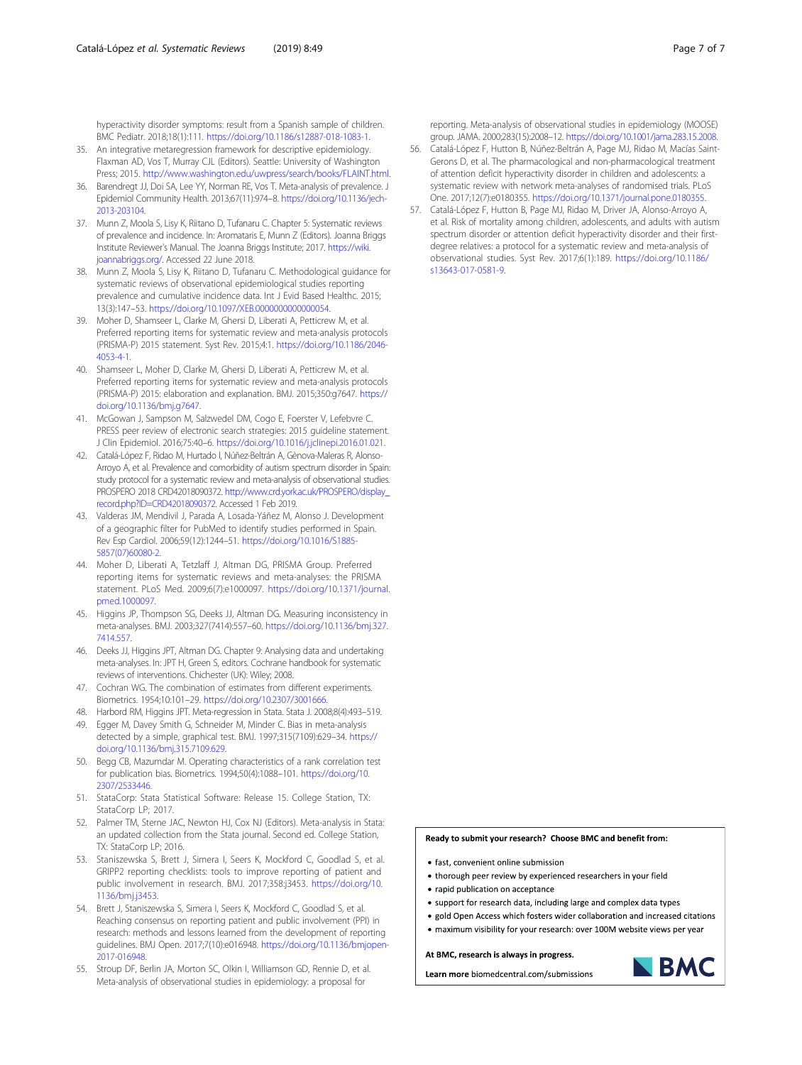hyperactivity disorder symptoms: result from a Spanish sample of children. BMC Pediatr. 2018;18(1):111. https://doi.org/10.1186/s12887-018-1083-1.

35. An integrative metaregression framework for descriptive epidemiology. Flaxman AD, Vos T, Murray CJL (Editors). Seattle: University of Washington Press; 2015. http://www.washington.edu/uwpress/search/books/FLAINT.html.
36. Barendregt JJ, Doi SA, Lee YY, Norman RE, Vos T. Meta-analysis of prevalence. J Epidemiol Community Health. 2013;67(11):974–8. https://doi.org/10.1136/jech-2013-203104.
37. Munn Z, Moola S, Lisy K, Riitano D, Tufanaru C. Chapter 5: Systematic reviews of prevalence and incidence. In: Aromataris E, Munn Z (Editors). Joanna Briggs Institute Reviewer's Manual. The Joanna Briggs Institute; 2017. https://wiki.joannabriggs.org/. Accessed 22 June 2018.
38. Munn Z, Moola S, Lisy K, Riitano D, Tufanaru C. Methodological guidance for systematic reviews of observational epidemiological studies reporting prevalence and cumulative incidence data. Int J Evid Based Healthc. 2015; 13(3):147–53. https://doi.org/10.1097/XEB.0000000000000054.
39. Moher D, Shamseer L, Clarke M, Ghersi D, Liberati A, Petticrew M, et al. Preferred reporting items for systematic review and meta-analysis protocols (PRISMA-P) 2015 statement. Syst Rev. 2015;4:1. https://doi.org/10.1186/2046-4053-4-1.
40. Shamseer L, Moher D, Clarke M, Ghersi D, Liberati A, Petticrew M, et al. Preferred reporting items for systematic review and meta-analysis protocols (PRISMA-P) 2015: elaboration and explanation. BMJ. 2015;350:g7647. https://doi.org/10.1136/bmj.g7647.
41. McGowan J, Sampson M, Salzwedel DM, Cogo E, Foerster V, Lefebvre C. PRESS peer review of electronic search strategies: 2015 guideline statement. J Clin Epidemiol. 2016;75:40–6. https://doi.org/10.1016/j.jclinepi.2016.01.021.
42. Catalá-López F, Ridao M, Hurtado I, Núñez-Beltrán A, Gènova-Maleras R, Alonso-Arroyo A, et al. Prevalence and comorbidity of autism spectrum disorder in Spain: study protocol for a systematic review and meta-analysis of observational studies. PROSPERO 2018 CRD42018090372. http://www.crd.york.ac.uk/PROSPERO/display_record.php?ID=CRD42018090372. Accessed 1 Feb 2019.
43. Valderas JM, Mendivil J, Parada A, Losada-Yáñez M, Alonso J. Development of a geographic filter for PubMed to identify studies performed in Spain. Rev Esp Cardiol. 2006;59(12):1244–51. https://doi.org/10.1016/S1885-5857(07)60080-2.
44. Moher D, Liberati A, Tetzlaff J, Altman DG, PRISMA Group. Preferred reporting items for systematic reviews and meta-analyses: the PRISMA statement. PLoS Med. 2009;6(7):e1000097. https://doi.org/10.1371/journal.pmed.1000097.
45. Higgins JP, Thompson SG, Deeks JJ, Altman DG. Measuring inconsistency in meta-analyses. BMJ. 2003;327(7414):557–60. https://doi.org/10.1136/bmj.327.7414.557.
46. Deeks JJ, Higgins JPT, Altman DG. Chapter 9: Analysing data and undertaking meta-analyses. In: JPT H, Green S, editors. Cochrane handbook for systematic reviews of interventions. Chichester (UK): Wiley; 2008.
47. Cochran WG. The combination of estimates from different experiments. Biometrics. 1954;10:101–29. https://doi.org/10.2307/3001666.
48. Harbord RM, Higgins JPT. Meta-regression in Stata. Stata J. 2008;8(4):493–519.
49. Egger M, Davey Smith G, Schneider M, Minder C. Bias in meta-analysis detected by a simple, graphical test. BMJ. 1997;315(7109):629–34. https://doi.org/10.1136/bmj.315.7109.629.
50. Begg CB, Mazumdar M. Operating characteristics of a rank correlation test for publication bias. Biometrics. 1994;50(4):1088–101. https://doi.org/10.2307/2533446.
51. StataCorp: Stata Statistical Software: Release 15. College Station, TX: StataCorp LP; 2017.
52. Palmer TM, Sterne JAC, Newton HJ, Cox NJ (Editors). Meta-analysis in Stata: an updated collection from the Stata journal. Second ed. College Station, TX: StataCorp LP; 2016.
53. Staniszewska S, Brett J, Simera I, Seers K, Mockford C, Goodlad S, et al. GRIPP2 reporting checklists: tools to improve reporting of patient and public involvement in research. BMJ. 2017;358:j3453. https://doi.org/10.1136/bmj.j3453.
54. Brett J, Staniszewska S, Simera I, Seers K, Mockford C, Goodlad S, et al. Reaching consensus on reporting patient and public involvement (PPI) in research: methods and lessons learned from the development of reporting guidelines. BMJ Open. 2017;7(10):e016948. https://doi.org/10.1136/bmjopen-2017-016948.
55. Stroup DF, Berlin JA, Morton SC, Olkin I, Williamson GD, Rennie D, et al. Meta-analysis of observational studies in epidemiology: a proposal for reporting. Meta-analysis of observational studies in epidemiology (MOOSE) group. JAMA. 2000;283(15):2008–12. https://doi.org/10.1001/jama.283.15.2008.
56. Catalá-López F, Hutton B, Núñez-Beltrán A, Page MJ, Ridao M, Macías Saint-Gerons D, et al. The pharmacological and non-pharmacological treatment of attention deficit hyperactivity disorder in children and adolescents: a systematic review with network meta-analyses of randomised trials. PLoS One. 2017;12(7):e0180355. https://doi.org/10.1371/journal.pone.0180355.
57. Catalá-López F, Hutton B, Page MJ, Ridao M, Driver JA, Alonso-Arroyo A, et al. Risk of mortality among children, adolescents, and adults with autism spectrum disorder or attention deficit hyperactivity disorder and their first-degree relatives: a protocol for a systematic review and meta-analysis of observational studies. Syst Rev. 2017;6(1):189. https://doi.org/10.1186/s13643-017-0581-9.

**Ready to submit your research? Choose BMC and benefit from:**

- fast, convenient online submission
- thorough peer review by experienced researchers in your field
- rapid publication on acceptance
- support for research data, including large and complex data types
- gold Open Access which fosters wider collaboration and increased citations
- maximum visibility for your research: over 100M website views per year

**At BMC, research is always in progress.**

**Learn more** biomedcentral.com/submissions

BMC